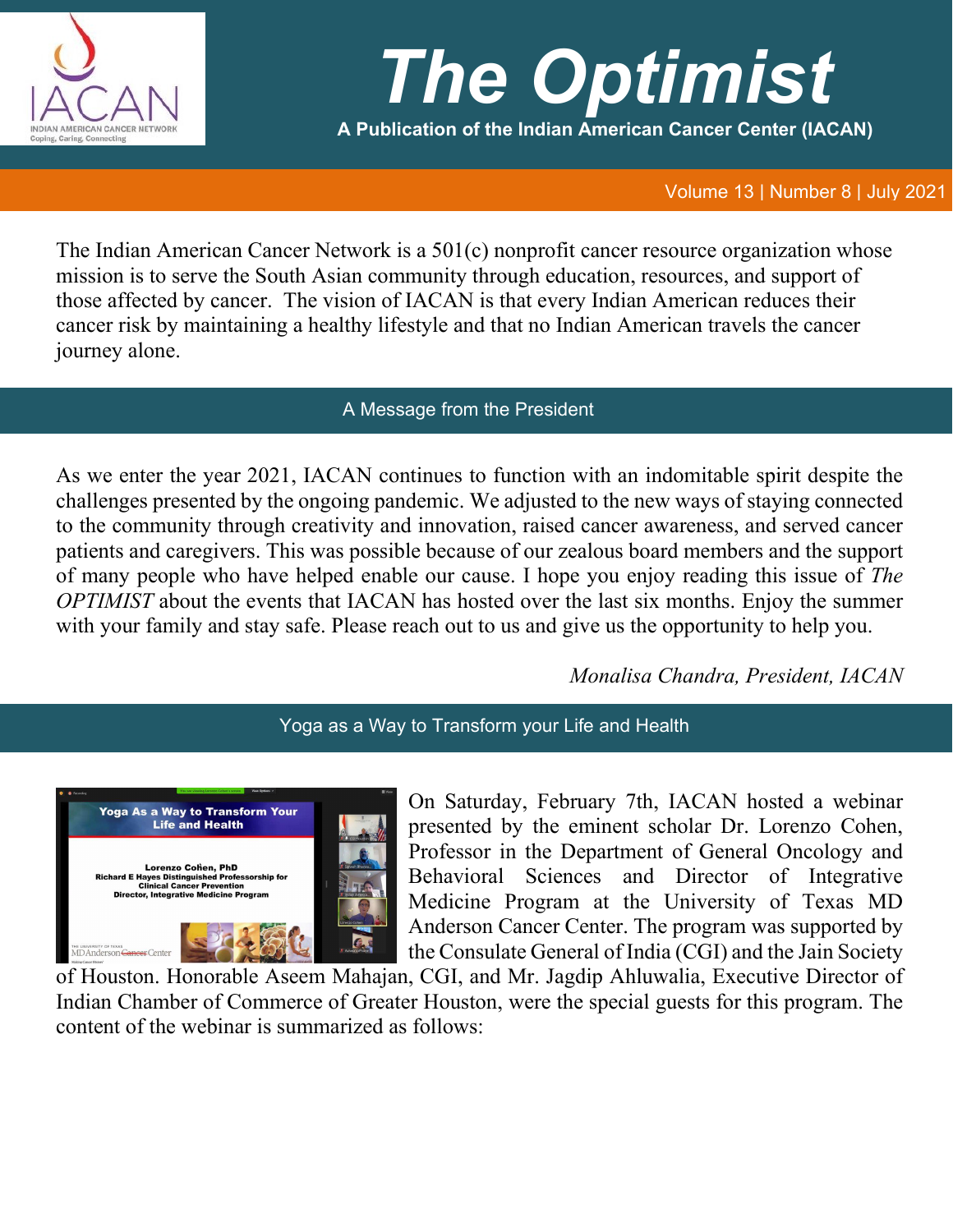# The Optimist

**A Publication of the Indian American Cancer Center (IACAN)**

Volume 13 | Number 8 | July 2021

The Indian American Cancer Network is a 501(c) nonprofit cancer resource organization whose mission is to serve the South Asian community through education, resources, and support of those affected by cancer. The vision of IACAN is that every Indian American reduces their cancer risk by maintaining a healthy lifestyle and that no Indian American travels the cancer journey alone.

## A Message from the President

As we enter the year 2021, IACAN continues to function with an indomitable spirit despite the challenges presented by the ongoing pandemic. We adjusted to the new ways of staying connected to the community through creativity and innovation, raised cancer awareness, and served cancer patients and caregivers. This was possible because of our zealous board members and the support of many people who have helped enable our cause. I hope you enjoy reading this issue of *The OPTIMIST* about the events that IACAN has hosted over the last six months. Enjoy the summer with your family and stay safe. Please reach out to us and give us the opportunity to help you.

*Monalisa Chandra, President, IACAN*

## Yoga as a Way to Transform your Life and Health

On Saturday, February 7th, IACAN hosted a webinar presented by the eminent scholar Dr. Lorenzo Cohen, Professor in the Department of General Oncology and Behavioral Sciences and Director of Integrative Medicine Program at the University of Texas MD Anderson Cancer Center. The program was supported by the Consulate General of India (CGI) and the Jain Society of Houston. Honorable Aseem Mahajan, CGI, and Mr. Jagdip Ahluwalia, Executive Director of Indian Chamber of Commerce of Greater Houston, were the special guests for this program. The content of the webinar is summarized as follows: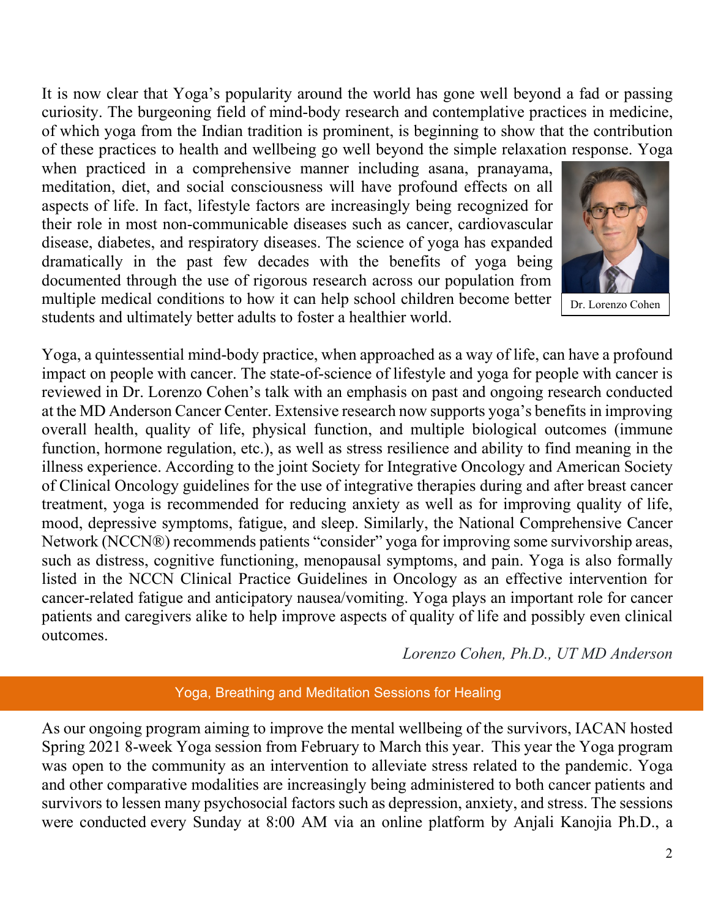It is now clear that Yoga's popularity around the world has gone well beyond a fad or passing curiosity. The burgeoning field of mind-body research and contemplative practices in medicine, of which yoga from the Indian tradition is prominent, is beginning to show that the contribution of these practices to health and wellbeing go well beyond the simple relaxation response. Yoga when practiced in a comprehensive manner including asana, pranayama, meditation, diet, and social consciousness will have profound effects on all aspects of life. In fact, lifestyle factors are increasingly being recognized for their role in most non-communicable diseases such as cancer, cardiovascular disease, diabetes, and respiratory diseases. The science of yoga has expanded dramatically in the past few decades with the benefits of yoga being documented through the use of rigorous research across our population from multiple medical conditions to how it can help school children become better students and ultimately better adults to foster a healthier world.

Dr. Lorenzo Cohen

Yoga, a quintessential mind-body practice, when approached as a way of life, can have a profound impact on people with cancer. The state-of-science of lifestyle and yoga for people with cancer is reviewed in Dr. Lorenzo Cohen's talk with an emphasis on past and ongoing research conducted at the MD Anderson Cancer Center. Extensive research now supports yoga's benefits in improving overall health, quality of life, physical function, and multiple biological outcomes (immune function, hormone regulation, etc.), as well as stress resilience and ability to find meaning in the illness experience. According to the joint Society for Integrative Oncology and American Society of Clinical Oncology guidelines for the use of integrative therapies during and after breast cancer treatment, yoga is recommended for reducing anxiety as well as for improving quality of life, mood, depressive symptoms, fatigue, and sleep. Similarly, the National Comprehensive Cancer Network (NCCN®) recommends patients "consider" yoga for improving some survivorship areas, such as distress, cognitive functioning, menopausal symptoms, and pain. Yoga is also formally listed in the NCCN Clinical Practice Guidelines in Oncology as an effective intervention for cancer-related fatigue and anticipatory nausea/vomiting. Yoga plays an important role for cancer patients and caregivers alike to help improve aspects of quality of life and possibly even clinical outcomes.

*Lorenzo Cohen, Ph.D., UT MD Anderson*

## Yoga, Breathing and Meditation Sessions for Healing

As our ongoing program aiming to improve the mental wellbeing of the survivors, IACAN hosted Spring 2021 8-week Yoga session from February to March this year. This year the Yoga program was open to the community as an intervention to alleviate stress related to the pandemic. Yoga and other comparative modalities are increasingly being administered to both cancer patients and survivors to lessen many psychosocial factors such as depression, anxiety, and stress. The sessions were conducted every Sunday at 8:00 AM via an online platform by Anjali Kanojia Ph.D., a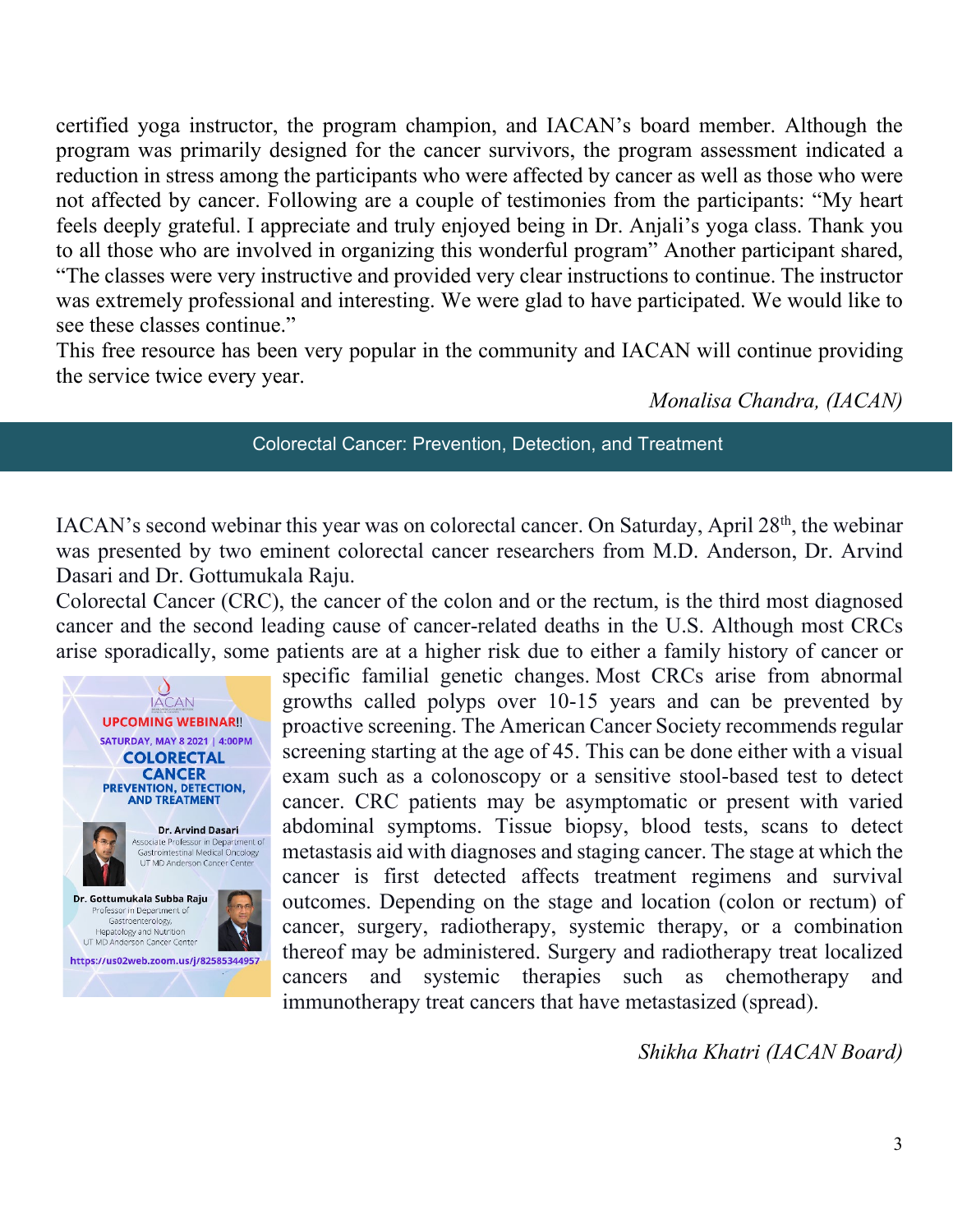certified yoga instructor, the program champion, and IACAN's board member. Although the program was primarily designed for the cancer survivors, the program assessment indicated a reduction in stress among the participants who were affected by cancer as well as those who were not affected by cancer. Following are a couple of testimonies from the participants: "My heart feels deeply grateful. I appreciate and truly enjoyed being in Dr. Anjali's yoga class. Thank you to all those who are involved in organizing this wonderful program" Another participant shared, "The classes were very instructive and provided very clear instructions to continue. The instructor was extremely professional and interesting. We were glad to have participated. We would like to see these classes continue."

This free resource has been very popular in the community and IACAN will continue providing the service twice every year.

*Monalisa Chandra, (IACAN)*

## Colorectal Cancer: Prevention, Detection, and Treatment

IACAN's second webinar this year was on colorectal cancer. On Saturday, April 28th, the webinar was presented by two eminent colorectal cancer researchers from M.D. Anderson, Dr. Arvind Dasari and Dr. Gottumukala Raju.

Colorectal Cancer (CRC), the cancer of the colon and or the rectum, is the third most diagnosed cancer and the second leading cause of cancer-related deaths in the U.S. Although most CRCs arise sporadically, some patients are at a higher risk due to either a family history of cancer or specific familial genetic changes. Most CRCs arise from abnormal growths called polyps over 10-15 years and can be prevented by proactive screening. The American Cancer Society recommends regular screening starting at the age of 45. This can be done either with a visual exam such as a colonoscopy or a sensitive stool-based test to detect cancer. CRC patients may be asymptomatic or present with varied abdominal symptoms. Tissue biopsy, blood tests, scans to detect metastasis aid with diagnoses and staging cancer. The stage at which the cancer is first detected affects treatment regimens and survival outcomes. Depending on the stage and location (colon or rectum) of cancer, surgery, radiotherapy, systemic therapy, or a combination thereof may be administered. Surgery and radiotherapy treat localized cancers and systemic therapies such as chemotherapy and immunotherapy treat cancers that have metastasized (spread).

IACAN

UPCOMING WEBINAR!!

SATURDAY, MAY 8 2021 | 4:00PM

**COLORECTAL CANCER**

**PREVENTION, DETECTION, AND TREATMENT**

**Dr. Arvind Dasari**
Associate Professor in Department of Gastrointestinal Medical Oncology
UT MD Anderson Cancer Center

**Dr. Gottumukala Subba Raju**
Professor in Department of Gastroenterology, Hepatology and Nutrition
UT MD Anderson Cancer Center

https://us02web.zoom.us/j/82585344957

*Shikha Khatri (IACAN Board)*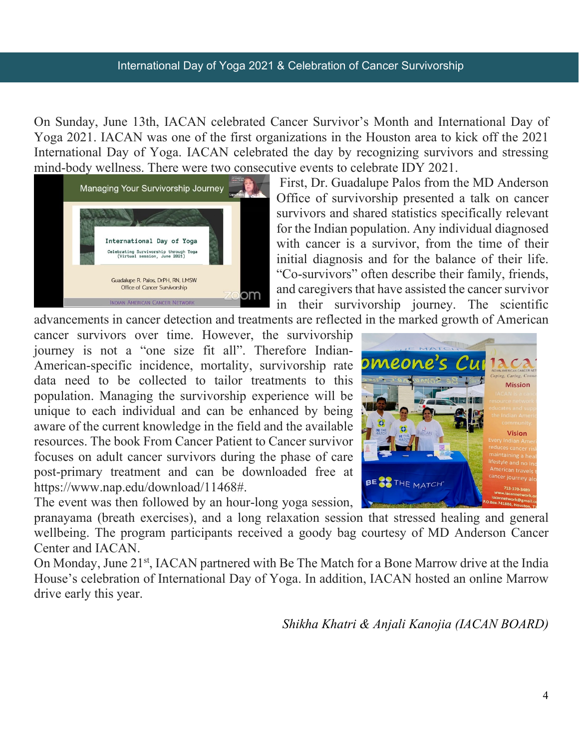## International Day of Yoga 2021 & Celebration of Cancer Survivorship

On Sunday, June 13th, IACAN celebrated Cancer Survivor's Month and International Day of Yoga 2021. IACAN was one of the first organizations in the Houston area to kick off the 2021 International Day of Yoga. IACAN celebrated the day by recognizing survivors and stressing mind-body wellness. There were two consecutive events to celebrate IDY 2021.

First, Dr. Guadalupe Palos from the MD Anderson Office of survivorship presented a talk on cancer survivors and shared statistics specifically relevant for the Indian population. Any individual diagnosed with cancer is a survivor, from the time of their initial diagnosis and for the balance of their life. "Co-survivors" often describe their family, friends, and caregivers that have assisted the cancer survivor in their survivorship journey. The scientific advancements in cancer detection and treatments are reflected in the marked growth of American cancer survivors over time. However, the survivorship journey is not a "one size fit all". Therefore Indian-American-specific incidence, mortality, survivorship rate data need to be collected to tailor treatments to this population. Managing the survivorship experience will be unique to each individual and can be enhanced by being aware of the current knowledge in the field and the available resources. The book From Cancer Patient to Cancer survivor focuses on adult cancer survivors during the phase of care post-primary treatment and can be downloaded free at https://www.nap.edu/download/11468#.

The event was then followed by an hour-long yoga session, pranayama (breath exercises), and a long relaxation session that stressed healing and general wellbeing. The program participants received a goody bag courtesy of MD Anderson Cancer Center and IACAN.

On Monday, June 21st, IACAN partnered with Be The Match for a Bone Marrow drive at the India House's celebration of International Day of Yoga. In addition, IACAN hosted an online Marrow drive early this year.

*Shikha Khatri & Anjali Kanojia (IACAN BOARD)*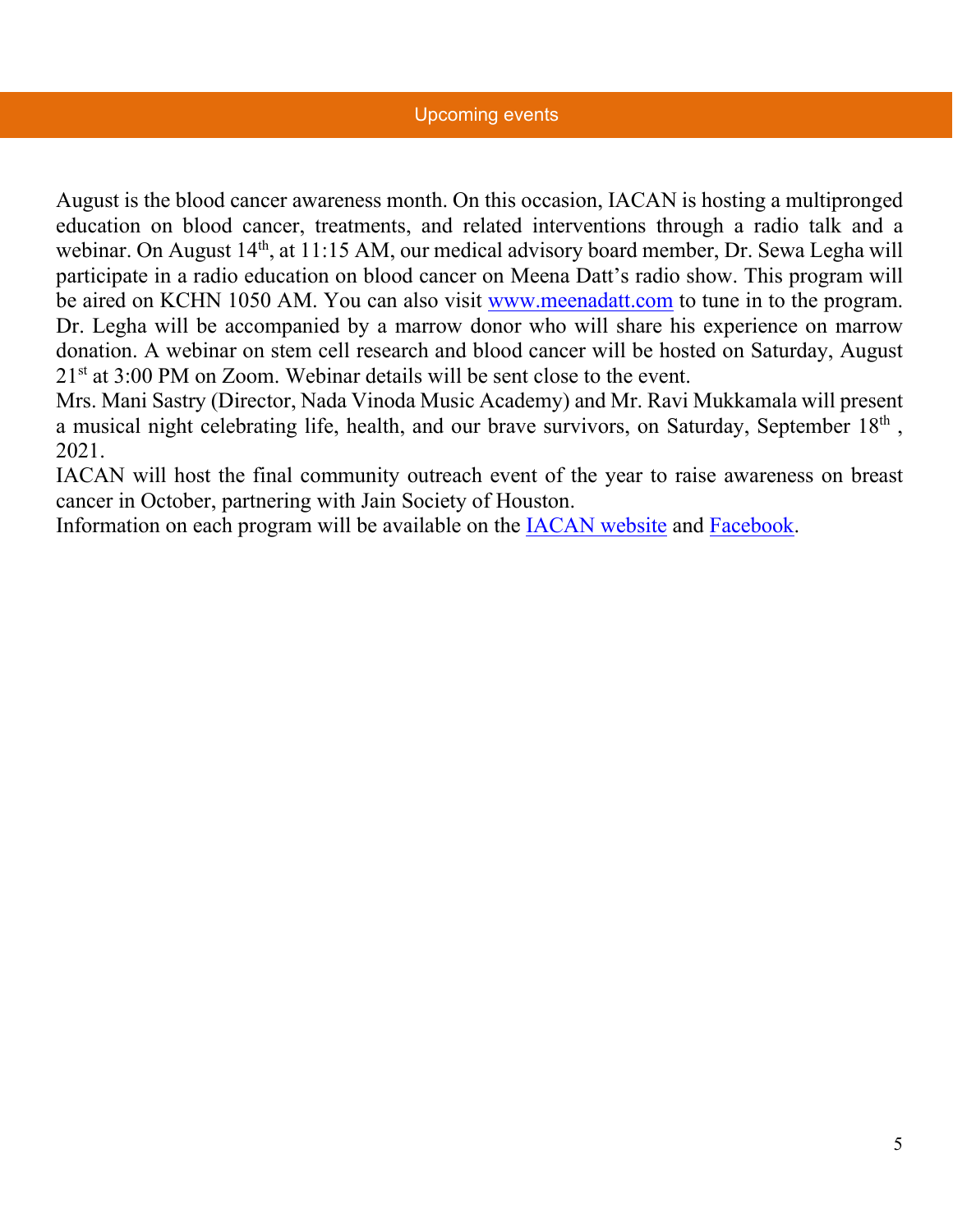## Upcoming events

August is the blood cancer awareness month. On this occasion, IACAN is hosting a multipronged education on blood cancer, treatments, and related interventions through a radio talk and a webinar. On August 14th, at 11:15 AM, our medical advisory board member, Dr. Sewa Legha will participate in a radio education on blood cancer on Meena Datt's radio show. This program will be aired on KCHN 1050 AM. You can also visit [www.meenadatt.com](www.meenadatt.com) to tune in to the program. Dr. Legha will be accompanied by a marrow donor who will share his experience on marrow donation. A webinar on stem cell research and blood cancer will be hosted on Saturday, August 21st at 3:00 PM on Zoom. Webinar details will be sent close to the event.

Mrs. Mani Sastry (Director, Nada Vinoda Music Academy) and Mr. Ravi Mukkamala will present a musical night celebrating life, health, and our brave survivors, on Saturday, September 18th , 2021.

IACAN will host the final community outreach event of the year to raise awareness on breast cancer in October, partnering with Jain Society of Houston.

Information on each program will be available on the IACAN website and Facebook.